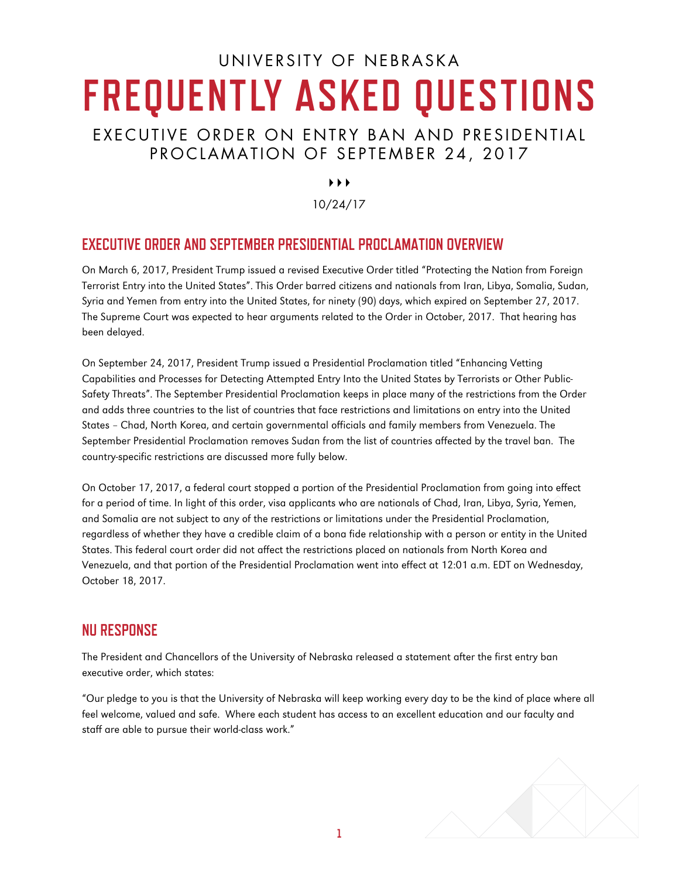# UNIVERSITY OF NEBRASKA

# FREQUENTLY ASKED QUESTIONS

## EXECUTIVE ORDER ON ENTRY BAN AND PRESIDENTIAL PROCLAMATION OF SEPTEMBER 24, 2017

▸▸▸

10/24/17

## EXECUTIVE ORDER AND SEPTEMBER PRESIDENTIAL PROCLAMATION OVERVIEW

On March 6, 2017, President Trump issued a revised Executive Order titled "Protecting the Nation from Foreign Terrorist Entry into the United States". This Order barred citizens and nationals from Iran, Libya, Somalia, Sudan, Syria and Yemen from entry into the United States, for ninety (90) days, which expired on September 27, 2017. The Supreme Court was expected to hear arguments related to the Order in October, 2017. That hearing has been delayed.

On September 24, 2017, President Trump issued a Presidential Proclamation titled "Enhancing Vetting Capabilities and Processes for Detecting Attempted Entry Into the United States by Terrorists or Other Public-Safety Threats". The September Presidential Proclamation keeps in place many of the restrictions from the Order and adds three countries to the list of countries that face restrictions and limitations on entry into the United States – Chad, North Korea, and certain governmental officials and family members from Venezuela. The September Presidential Proclamation removes Sudan from the list of countries affected by the travel ban. The country-specific restrictions are discussed more fully below.

On October 17, 2017, a federal court stopped a portion of the Presidential Proclamation from going into effect for a period of time. In light of this order, visa applicants who are nationals of Chad, Iran, Libya, Syria, Yemen, and Somalia are not subject to any of the restrictions or limitations under the Presidential Proclamation, regardless of whether they have a credible claim of a bona fide relationship with a person or entity in the United States. This federal court order did not affect the restrictions placed on nationals from North Korea and Venezuela, and that portion of the Presidential Proclamation went into effect at 12:01 a.m. EDT on Wednesday, October 18, 2017.

## NU RESPONSE

The President and Chancellors of the University of Nebraska released a statement after the first entry ban executive order, which states:

"Our pledge to you is that the University of Nebraska will keep working every day to be the kind of place where all feel welcome, valued and safe. Where each student has access to an excellent education and our faculty and staff are able to pursue their world-class work."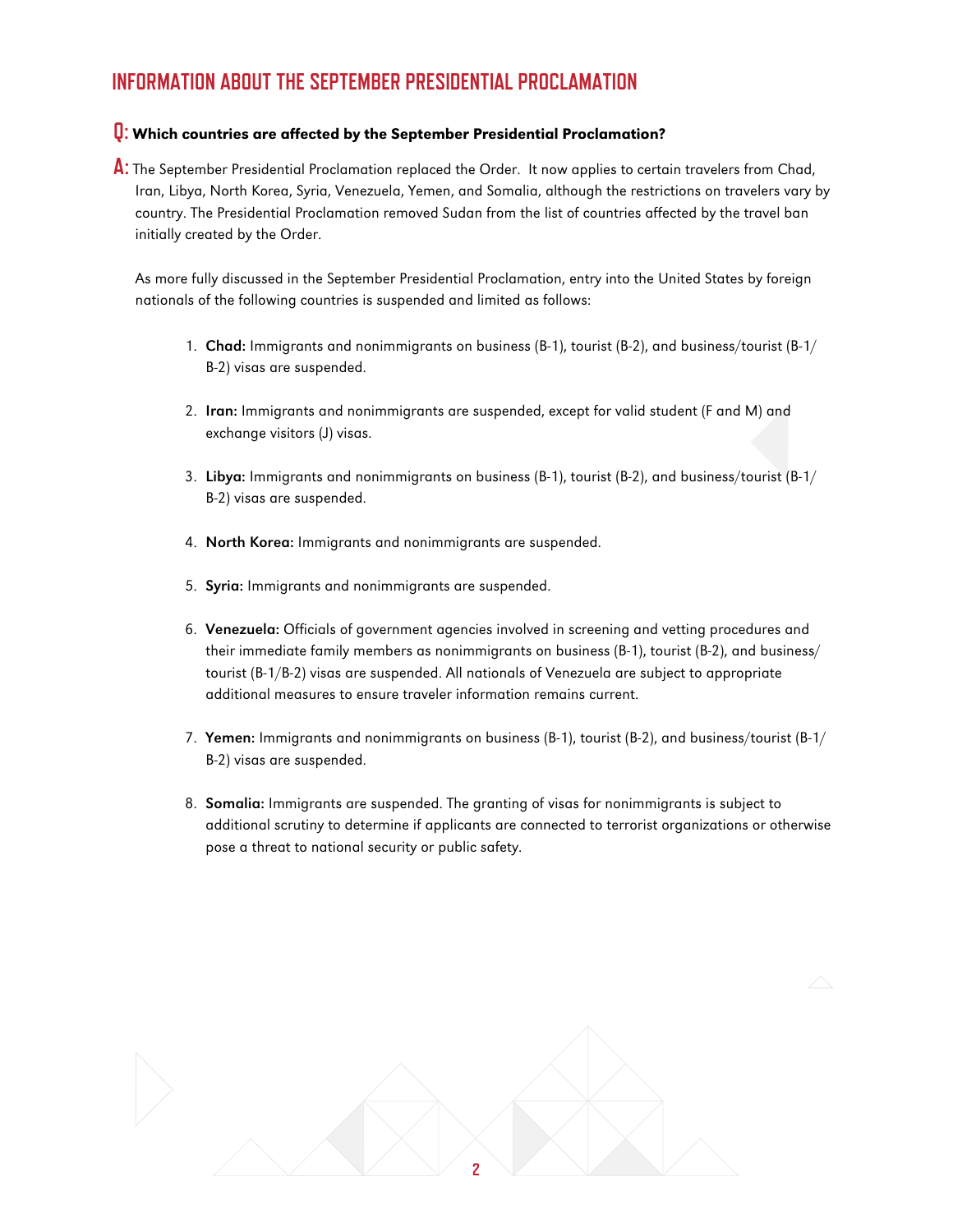## INFORMATION ABOUT THE SEPTEMBER PRESIDENTIAL PROCLAMATION

**Q: Which countries are affected by the September Presidential Proclamation?**

**A:** The September Presidential Proclamation replaced the Order. It now applies to certain travelers from Chad, Iran, Libya, North Korea, Syria, Venezuela, Yemen, and Somalia, although the restrictions on travelers vary by country. The Presidential Proclamation removed Sudan from the list of countries affected by the travel ban initially created by the Order.

As more fully discussed in the September Presidential Proclamation, entry into the United States by foreign nationals of the following countries is suspended and limited as follows:

1. **Chad:** Immigrants and nonimmigrants on business (B-1), tourist (B-2), and business/tourist (B-1/B-2) visas are suspended.
2. **Iran:** Immigrants and nonimmigrants are suspended, except for valid student (F and M) and exchange visitors (J) visas.
3. **Libya:** Immigrants and nonimmigrants on business (B-1), tourist (B-2), and business/tourist (B-1/B-2) visas are suspended.
4. **North Korea:** Immigrants and nonimmigrants are suspended.
5. **Syria:** Immigrants and nonimmigrants are suspended.
6. **Venezuela:** Officials of government agencies involved in screening and vetting procedures and their immediate family members as nonimmigrants on business (B-1), tourist (B-2), and business/tourist (B-1/B-2) visas are suspended. All nationals of Venezuela are subject to appropriate additional measures to ensure traveler information remains current.
7. **Yemen:** Immigrants and nonimmigrants on business (B-1), tourist (B-2), and business/tourist (B-1/B-2) visas are suspended.
8. **Somalia:** Immigrants are suspended. The granting of visas for nonimmigrants is subject to additional scrutiny to determine if applicants are connected to terrorist organizations or otherwise pose a threat to national security or public safety.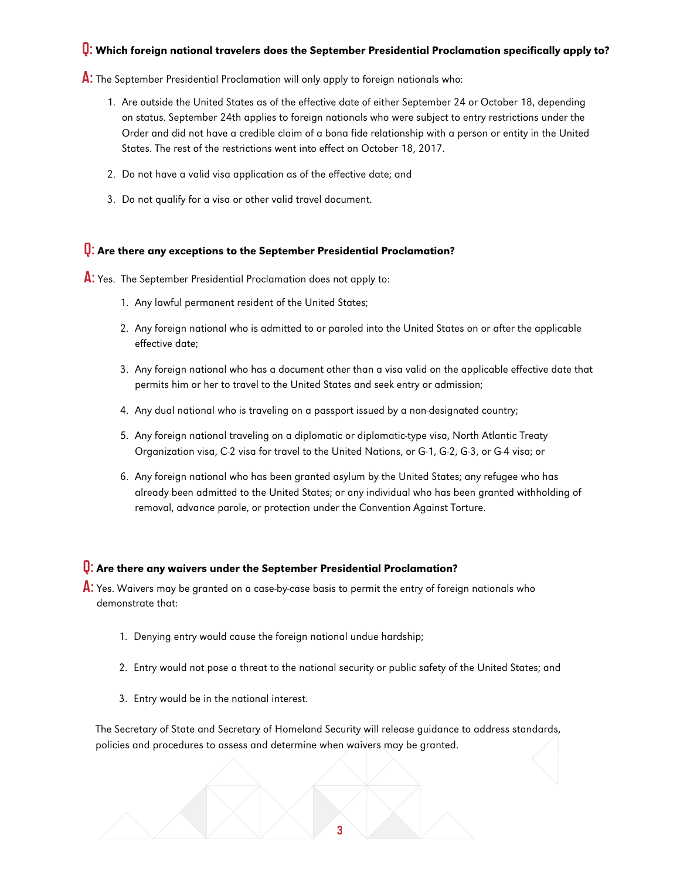**Q: Which foreign national travelers does the September Presidential Proclamation specifically apply to?**

**A:** The September Presidential Proclamation will only apply to foreign nationals who:

1. Are outside the United States as of the effective date of either September 24 or October 18, depending on status. September 24th applies to foreign nationals who were subject to entry restrictions under the Order and did not have a credible claim of a bona fide relationship with a person or entity in the United States. The rest of the restrictions went into effect on October 18, 2017.
2. Do not have a valid visa application as of the effective date; and
3. Do not qualify for a visa or other valid travel document.

**Q: Are there any exceptions to the September Presidential Proclamation?**

**A:** Yes. The September Presidential Proclamation does not apply to:

1. Any lawful permanent resident of the United States;
2. Any foreign national who is admitted to or paroled into the United States on or after the applicable effective date;
3. Any foreign national who has a document other than a visa valid on the applicable effective date that permits him or her to travel to the United States and seek entry or admission;
4. Any dual national who is traveling on a passport issued by a non-designated country;
5. Any foreign national traveling on a diplomatic or diplomatic-type visa, North Atlantic Treaty Organization visa, C-2 visa for travel to the United Nations, or G-1, G-2, G-3, or G-4 visa; or
6. Any foreign national who has been granted asylum by the United States; any refugee who has already been admitted to the United States; or any individual who has been granted withholding of removal, advance parole, or protection under the Convention Against Torture.

**Q: Are there any waivers under the September Presidential Proclamation?**

**A:** Yes. Waivers may be granted on a case-by-case basis to permit the entry of foreign nationals who demonstrate that:

1. Denying entry would cause the foreign national undue hardship;
2. Entry would not pose a threat to the national security or public safety of the United States; and
3. Entry would be in the national interest.

The Secretary of State and Secretary of Homeland Security will release guidance to address standards, policies and procedures to assess and determine when waivers may be granted.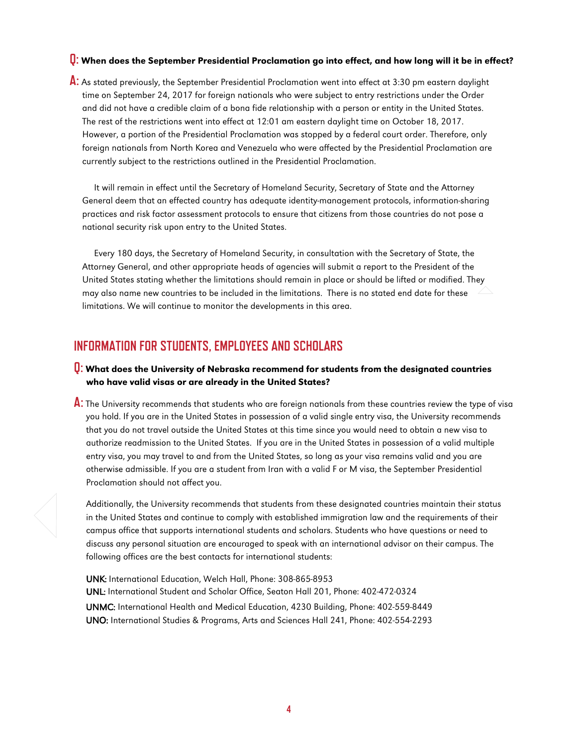**Q: When does the September Presidential Proclamation go into effect, and how long will it be in effect?**

**A:** As stated previously, the September Presidential Proclamation went into effect at 3:30 pm eastern daylight time on September 24, 2017 for foreign nationals who were subject to entry restrictions under the Order and did not have a credible claim of a bona fide relationship with a person or entity in the United States. The rest of the restrictions went into effect at 12:01 am eastern daylight time on October 18, 2017. However, a portion of the Presidential Proclamation was stopped by a federal court order. Therefore, only foreign nationals from North Korea and Venezuela who were affected by the Presidential Proclamation are currently subject to the restrictions outlined in the Presidential Proclamation.

It will remain in effect until the Secretary of Homeland Security, Secretary of State and the Attorney General deem that an effected country has adequate identity-management protocols, information-sharing practices and risk factor assessment protocols to ensure that citizens from those countries do not pose a national security risk upon entry to the United States.

Every 180 days, the Secretary of Homeland Security, in consultation with the Secretary of State, the Attorney General, and other appropriate heads of agencies will submit a report to the President of the United States stating whether the limitations should remain in place or should be lifted or modified. They may also name new countries to be included in the limitations. There is no stated end date for these limitations. We will continue to monitor the developments in this area.

## INFORMATION FOR STUDENTS, EMPLOYEES AND SCHOLARS

**Q: What does the University of Nebraska recommend for students from the designated countries who have valid visas or are already in the United States?**

**A:** The University recommends that students who are foreign nationals from these countries review the type of visa you hold. If you are in the United States in possession of a valid single entry visa, the University recommends that you do not travel outside the United States at this time since you would need to obtain a new visa to authorize readmission to the United States. If you are in the United States in possession of a valid multiple entry visa, you may travel to and from the United States, so long as your visa remains valid and you are otherwise admissible. If you are a student from Iran with a valid F or M visa, the September Presidential Proclamation should not affect you.

Additionally, the University recommends that students from these designated countries maintain their status in the United States and continue to comply with established immigration law and the requirements of their campus office that supports international students and scholars. Students who have questions or need to discuss any personal situation are encouraged to speak with an international advisor on their campus. The following offices are the best contacts for international students:

**UNK:** International Education, Welch Hall, Phone: 308-865-8953
**UNL:** International Student and Scholar Office, Seaton Hall 201, Phone: 402-472-0324
**UNMC:** International Health and Medical Education, 4230 Building, Phone: 402-559-8449
**UNO:** International Studies & Programs, Arts and Sciences Hall 241, Phone: 402-554-2293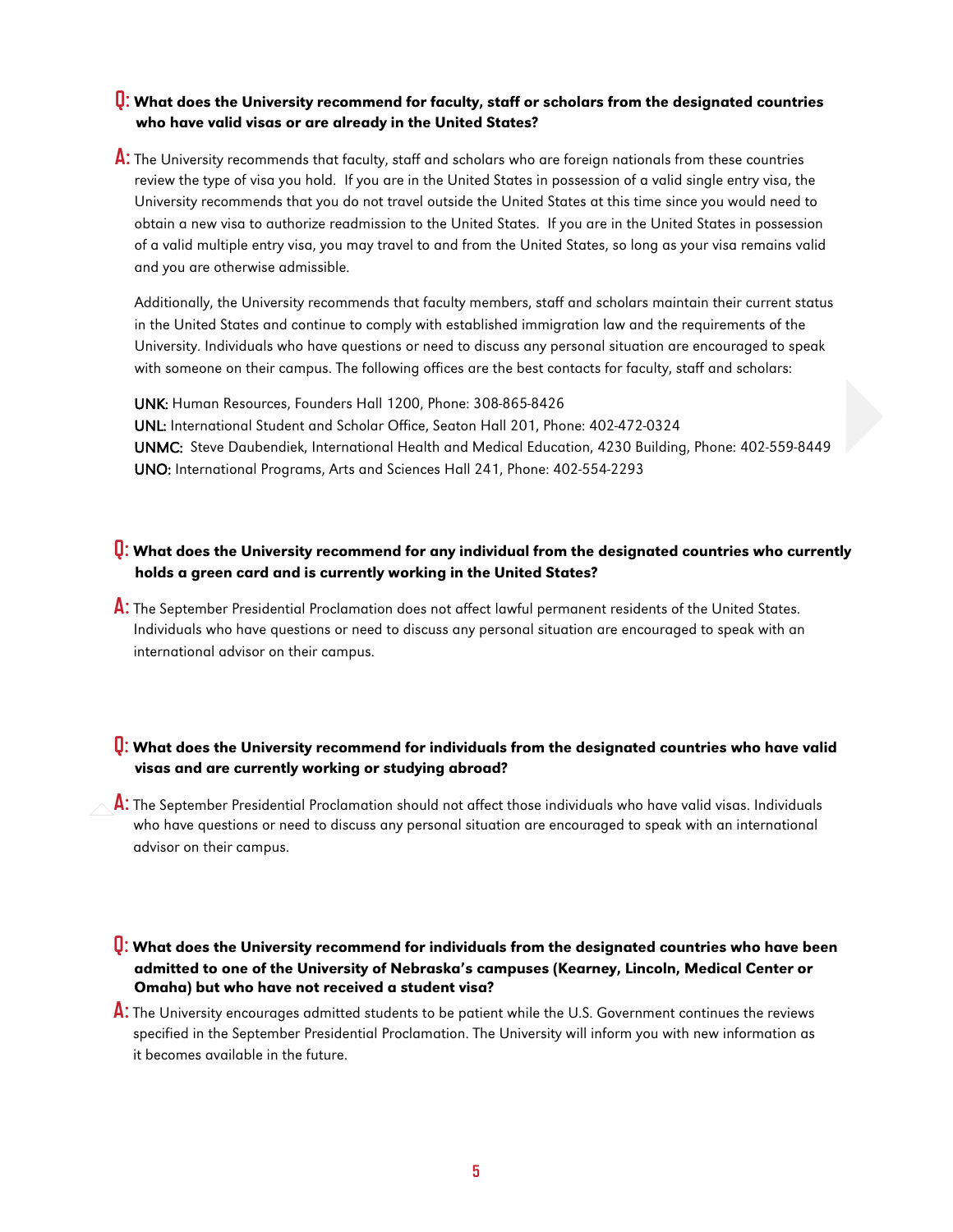**Q: What does the University recommend for faculty, staff or scholars from the designated countries who have valid visas or are already in the United States?**

**A:** The University recommends that faculty, staff and scholars who are foreign nationals from these countries review the type of visa you hold. If you are in the United States in possession of a valid single entry visa, the University recommends that you do not travel outside the United States at this time since you would need to obtain a new visa to authorize readmission to the United States. If you are in the United States in possession of a valid multiple entry visa, you may travel to and from the United States, so long as your visa remains valid and you are otherwise admissible.

Additionally, the University recommends that faculty members, staff and scholars maintain their current status in the United States and continue to comply with established immigration law and the requirements of the University. Individuals who have questions or need to discuss any personal situation are encouraged to speak with someone on their campus. The following offices are the best contacts for faculty, staff and scholars:

**UNK:** Human Resources, Founders Hall 1200, Phone: 308-865-8426
**UNL:** International Student and Scholar Office, Seaton Hall 201, Phone: 402-472-0324
**UNMC:** Steve Daubendiek, International Health and Medical Education, 4230 Building, Phone: 402-559-8449
**UNO:** International Programs, Arts and Sciences Hall 241, Phone: 402-554-2293

**Q: What does the University recommend for any individual from the designated countries who currently holds a green card and is currently working in the United States?**

**A:** The September Presidential Proclamation does not affect lawful permanent residents of the United States. Individuals who have questions or need to discuss any personal situation are encouraged to speak with an international advisor on their campus.

**Q: What does the University recommend for individuals from the designated countries who have valid visas and are currently working or studying abroad?**

**A:** The September Presidential Proclamation should not affect those individuals who have valid visas. Individuals who have questions or need to discuss any personal situation are encouraged to speak with an international advisor on their campus.

**Q: What does the University recommend for individuals from the designated countries who have been admitted to one of the University of Nebraska's campuses (Kearney, Lincoln, Medical Center or Omaha) but who have not received a student visa?**

**A:** The University encourages admitted students to be patient while the U.S. Government continues the reviews specified in the September Presidential Proclamation. The University will inform you with new information as it becomes available in the future.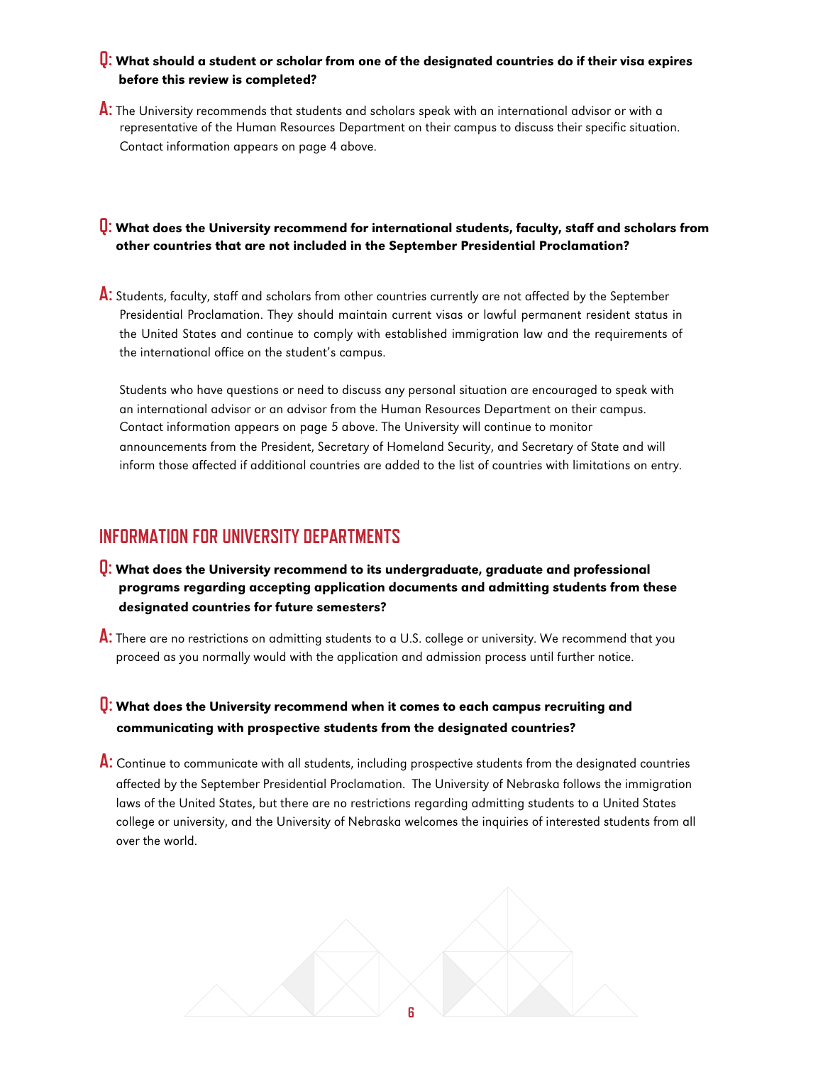**Q: What should a student or scholar from one of the designated countries do if their visa expires before this review is completed?**

**A:** The University recommends that students and scholars speak with an international advisor or with a representative of the Human Resources Department on their campus to discuss their specific situation. Contact information appears on page 4 above.

**Q: What does the University recommend for international students, faculty, staff and scholars from other countries that are not included in the September Presidential Proclamation?**

**A:** Students, faculty, staff and scholars from other countries currently are not affected by the September Presidential Proclamation. They should maintain current visas or lawful permanent resident status in the United States and continue to comply with established immigration law and the requirements of the international office on the student's campus.

Students who have questions or need to discuss any personal situation are encouraged to speak with an international advisor or an advisor from the Human Resources Department on their campus. Contact information appears on page 5 above. The University will continue to monitor announcements from the President, Secretary of Homeland Security, and Secretary of State and will inform those affected if additional countries are added to the list of countries with limitations on entry.

## INFORMATION FOR UNIVERSITY DEPARTMENTS

**Q: What does the University recommend to its undergraduate, graduate and professional programs regarding accepting application documents and admitting students from these designated countries for future semesters?**

**A:** There are no restrictions on admitting students to a U.S. college or university. We recommend that you proceed as you normally would with the application and admission process until further notice.

**Q: What does the University recommend when it comes to each campus recruiting and communicating with prospective students from the designated countries?**

**A:** Continue to communicate with all students, including prospective students from the designated countries affected by the September Presidential Proclamation. The University of Nebraska follows the immigration laws of the United States, but there are no restrictions regarding admitting students to a United States college or university, and the University of Nebraska welcomes the inquiries of interested students from all over the world.